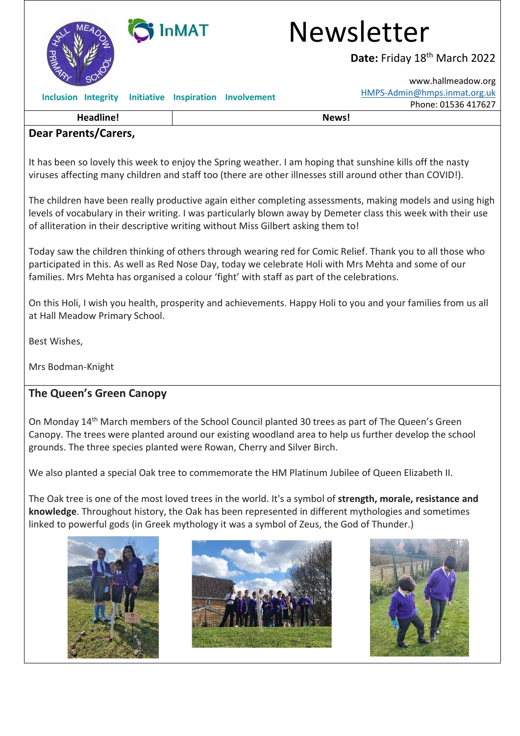# Newsletter

**Date:** Friday 18th March 2022

Inclusion Integrity Initiative Inspiration Involvement

www.hallmeadow.org
HMPS-Admin@hmps.inmat.org.uk
Phone: 01536 417627

| Headline! | News! |
|---|---|

## Dear Parents/Carers,

It has been so lovely this week to enjoy the Spring weather. I am hoping that sunshine kills off the nasty viruses affecting many children and staff too (there are other illnesses still around other than COVID!).

The children have been really productive again either completing assessments, making models and using high levels of vocabulary in their writing. I was particularly blown away by Demeter class this week with their use of alliteration in their descriptive writing without Miss Gilbert asking them to!

Today saw the children thinking of others through wearing red for Comic Relief. Thank you to all those who participated in this. As well as Red Nose Day, today we celebrate Holi with Mrs Mehta and some of our families. Mrs Mehta has organised a colour 'fight' with staff as part of the celebrations.

On this Holi, I wish you health, prosperity and achievements. Happy Holi to you and your families from us all at Hall Meadow Primary School.

Best Wishes,

Mrs Bodman-Knight

## The Queen's Green Canopy

On Monday 14th March members of the School Council planted 30 trees as part of The Queen's Green Canopy. The trees were planted around our existing woodland area to help us further develop the school grounds. The three species planted were Rowan, Cherry and Silver Birch.

We also planted a special Oak tree to commemorate the HM Platinum Jubilee of Queen Elizabeth II.

The Oak tree is one of the most loved trees in the world. It's a symbol of **strength, morale, resistance and knowledge**. Throughout history, the Oak has been represented in different mythologies and sometimes linked to powerful gods (in Greek mythology it was a symbol of Zeus, the God of Thunder.)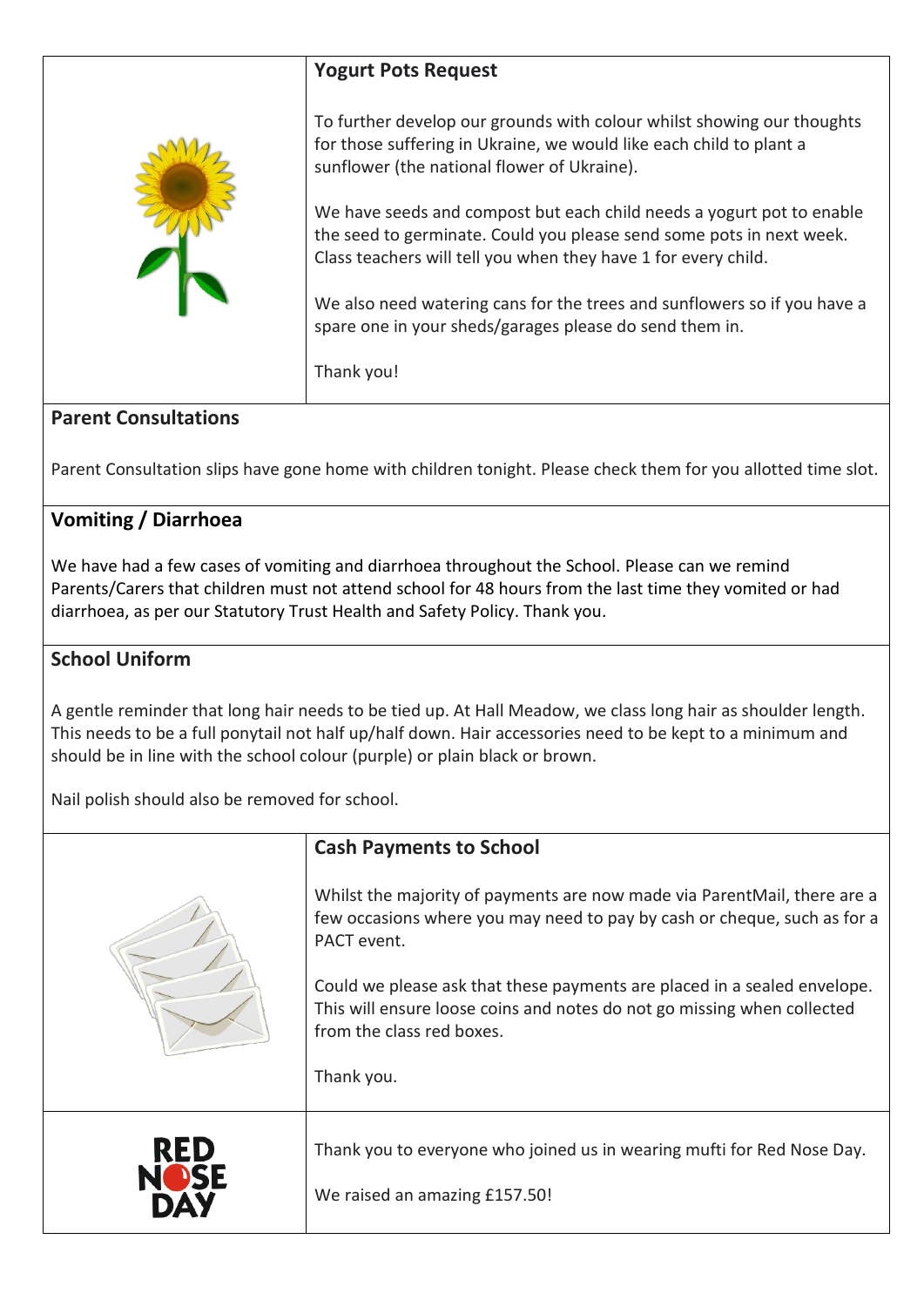## Yogurt Pots Request

To further develop our grounds with colour whilst showing our thoughts for those suffering in Ukraine, we would like each child to plant a sunflower (the national flower of Ukraine).

We have seeds and compost but each child needs a yogurt pot to enable the seed to germinate. Could you please send some pots in next week. Class teachers will tell you when they have 1 for every child.

We also need watering cans for the trees and sunflowers so if you have a spare one in your sheds/garages please do send them in.

Thank you!

## Parent Consultations

Parent Consultation slips have gone home with children tonight. Please check them for you allotted time slot.

## Vomiting / Diarrhoea

We have had a few cases of vomiting and diarrhoea throughout the School. Please can we remind Parents/Carers that children must not attend school for 48 hours from the last time they vomited or had diarrhoea, as per our Statutory Trust Health and Safety Policy. Thank you.

## School Uniform

A gentle reminder that long hair needs to be tied up. At Hall Meadow, we class long hair as shoulder length. This needs to be a full ponytail not half up/half down. Hair accessories need to be kept to a minimum and should be in line with the school colour (purple) or plain black or brown.

Nail polish should also be removed for school.

## Cash Payments to School

Whilst the majority of payments are now made via ParentMail, there are a few occasions where you may need to pay by cash or cheque, such as for a PACT event.

Could we please ask that these payments are placed in a sealed envelope. This will ensure loose coins and notes do not go missing when collected from the class red boxes.

Thank you.

RED NOSE DAY

Thank you to everyone who joined us in wearing mufti for Red Nose Day.

We raised an amazing £157.50!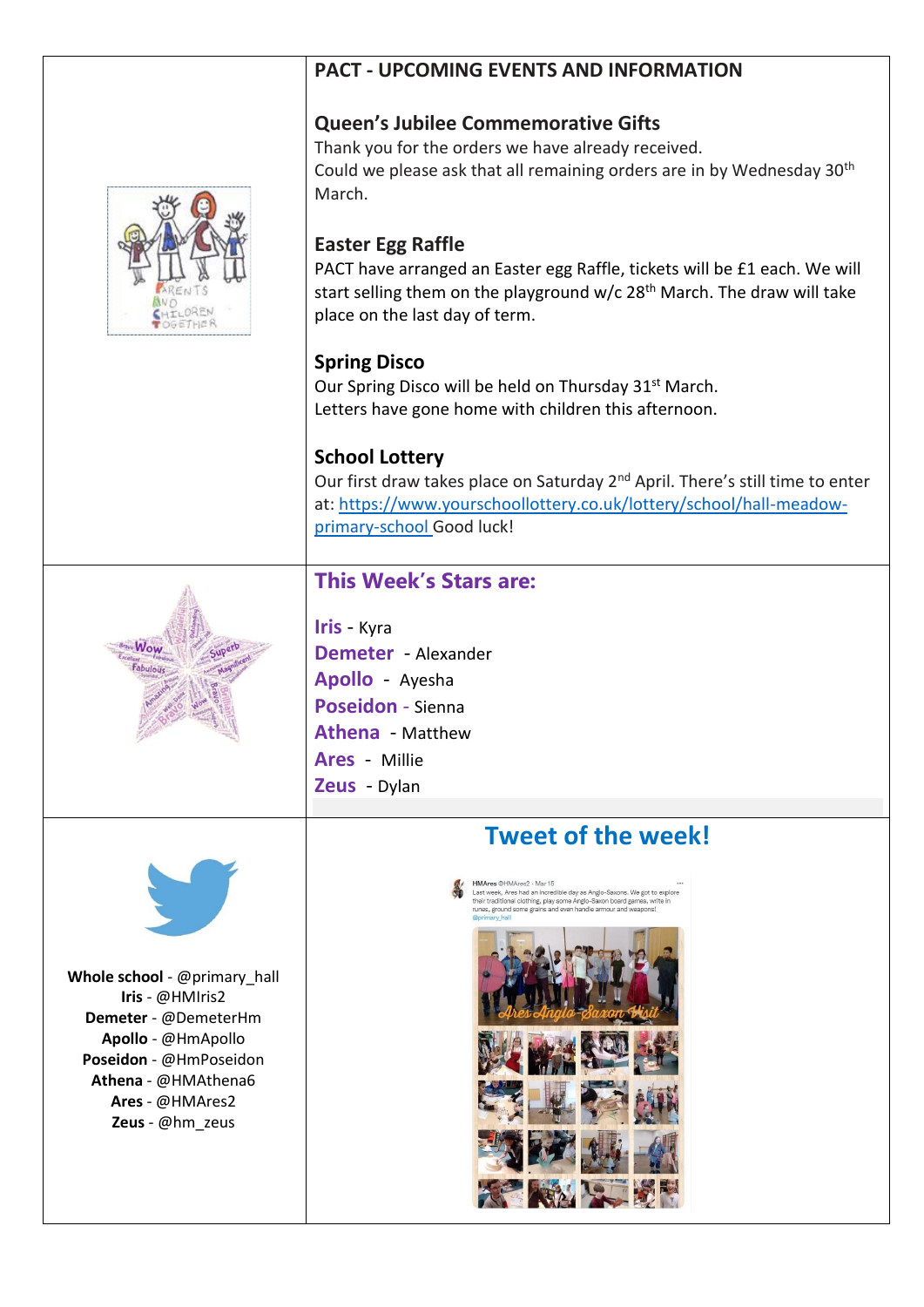## PACT - UPCOMING EVENTS AND INFORMATION

### Queen's Jubilee Commemorative Gifts

Thank you for the orders we have already received.
Could we please ask that all remaining orders are in by Wednesday 30th March.

### Easter Egg Raffle

PACT have arranged an Easter egg Raffle, tickets will be £1 each. We will start selling them on the playground w/c 28th March. The draw will take place on the last day of term.

### Spring Disco

Our Spring Disco will be held on Thursday 31st March.
Letters have gone home with children this afternoon.

### School Lottery

Our first draw takes place on Saturday 2nd April. There's still time to enter at: https://www.yourschoollottery.co.uk/lottery/school/hall-meadow-primary-school Good luck!

## This Week's Stars are:

**Iris** - Kyra
**Demeter** - Alexander
**Apollo** - Ayesha
**Poseidon** - Sienna
**Athena** - Matthew
**Ares** - Millie
**Zeus** - Dylan

**Whole school** - @primary_hall
**Iris** - @HMIris2
**Demeter** - @DemeterHm
**Apollo** - @HmApollo
**Poseidon** - @HmPoseidon
**Athena** - @HMAthena6
**Ares** - @HMAres2
**Zeus** - @hm_zeus

## Tweet of the week!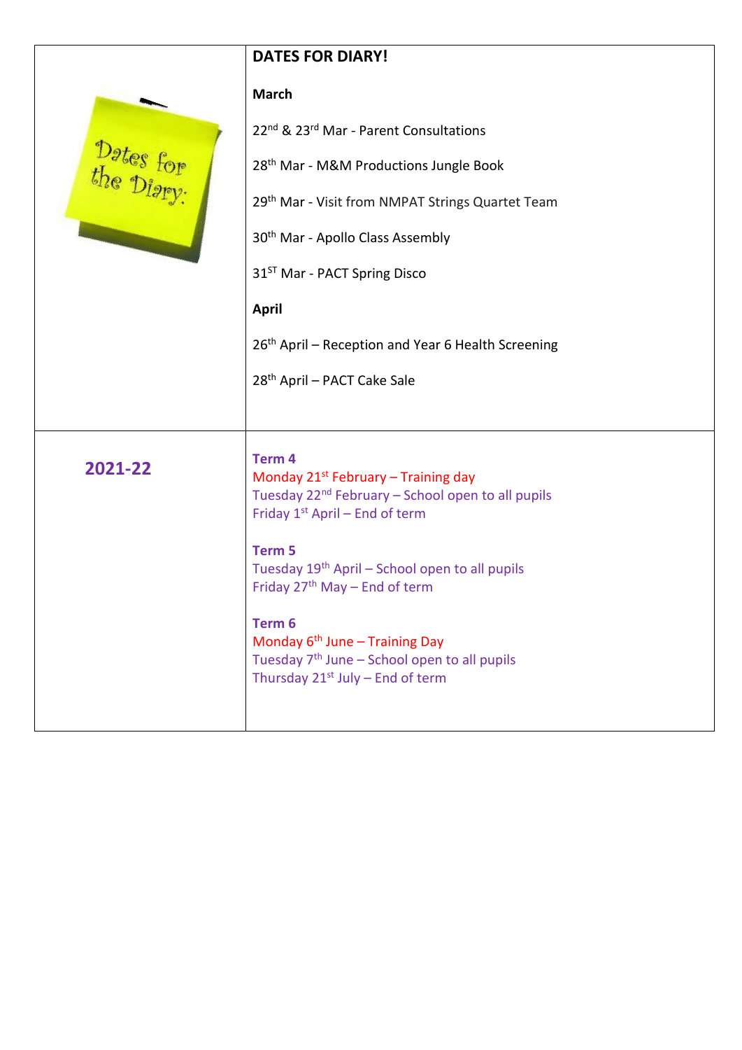## DATES FOR DIARY!

**March**

22nd & 23rd Mar - Parent Consultations

28th Mar - M&M Productions Jungle Book

29th Mar - Visit from NMPAT Strings Quartet Team

30th Mar - Apollo Class Assembly

31ST Mar - PACT Spring Disco

**April**

26th April – Reception and Year 6 Health Screening

28th April – PACT Cake Sale

## 2021-22

**Term 4**
Monday 21st February – Training day
Tuesday 22nd February – School open to all pupils
Friday 1st April – End of term

**Term 5**
Tuesday 19th April – School open to all pupils
Friday 27th May – End of term

**Term 6**
Monday 6th June – Training Day
Tuesday 7th June – School open to all pupils
Thursday 21st July – End of term